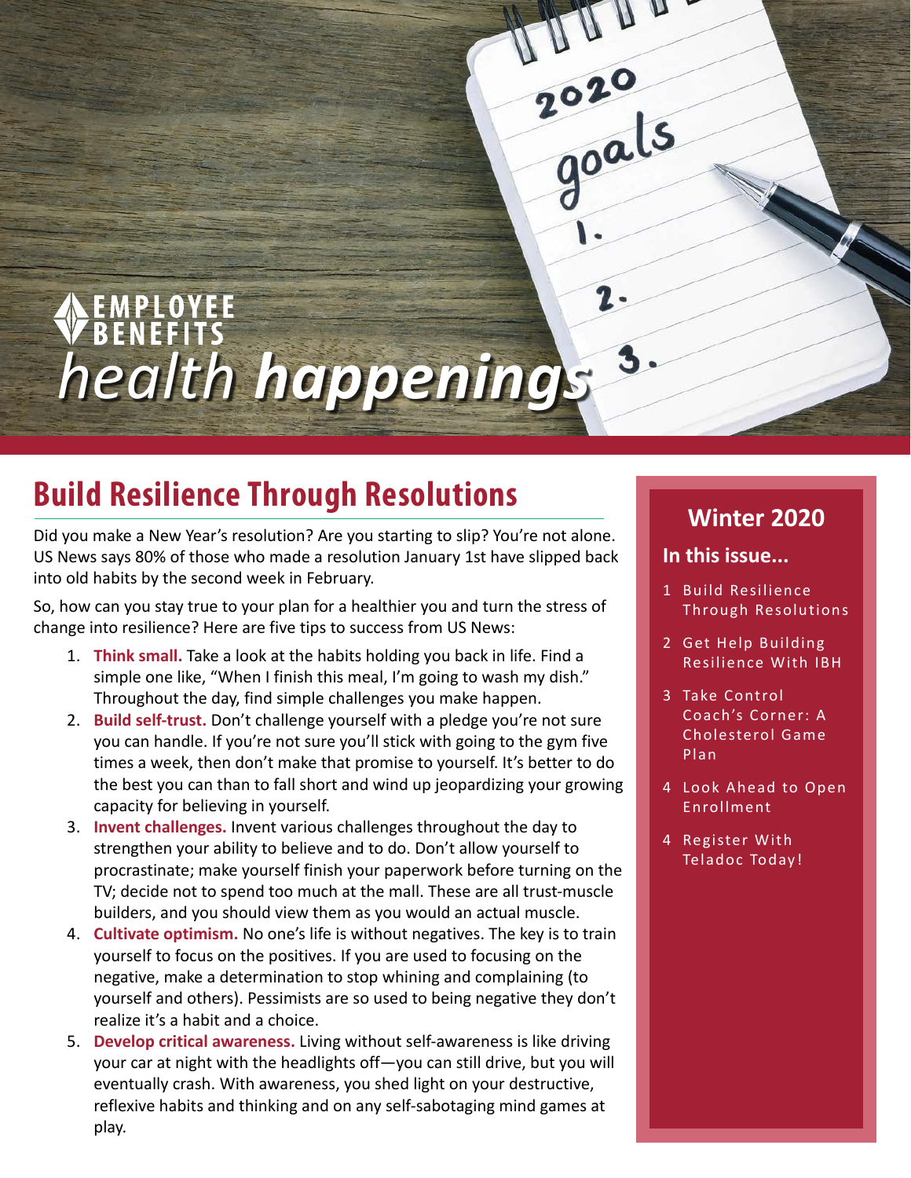# EMPLOYEE BENEFITS *health happenings*

## Build Resilience Through Resolutions

Did you make a New Year's resolution? Are you starting to slip? You're not alone. US News says 80% of those who made a resolution January 1st have slipped back into old habits by the second week in February.

So, how can you stay true to your plan for a healthier you and turn the stress of change into resilience? Here are five tips to success from US News:

1. **Think small.** Take a look at the habits holding you back in life. Find a simple one like, "When I finish this meal, I'm going to wash my dish." Throughout the day, find simple challenges you make happen.
2. **Build self-trust.** Don't challenge yourself with a pledge you're not sure you can handle. If you're not sure you'll stick with going to the gym five times a week, then don't make that promise to yourself. It's better to do the best you can than to fall short and wind up jeopardizing your growing capacity for believing in yourself.
3. **Invent challenges.** Invent various challenges throughout the day to strengthen your ability to believe and to do. Don't allow yourself to procrastinate; make yourself finish your paperwork before turning on the TV; decide not to spend too much at the mall. These are all trust-muscle builders, and you should view them as you would an actual muscle.
4. **Cultivate optimism.** No one's life is without negatives. The key is to train yourself to focus on the positives. If you are used to focusing on the negative, make a determination to stop whining and complaining (to yourself and others). Pessimists are so used to being negative they don't realize it's a habit and a choice.
5. **Develop critical awareness.** Living without self-awareness is like driving your car at night with the headlights off—you can still drive, but you will eventually crash. With awareness, you shed light on your destructive, reflexive habits and thinking and on any self-sabotaging mind games at play.

### Winter 2020

**In this issue...**

- 1 Build Resilience Through Resolutions
- 2 Get Help Building Resilience With IBH
- 3 Take Control Coach's Corner: A Cholesterol Game Plan
- 4 Look Ahead to Open Enrollment
- 4 Register With Teladoc Today!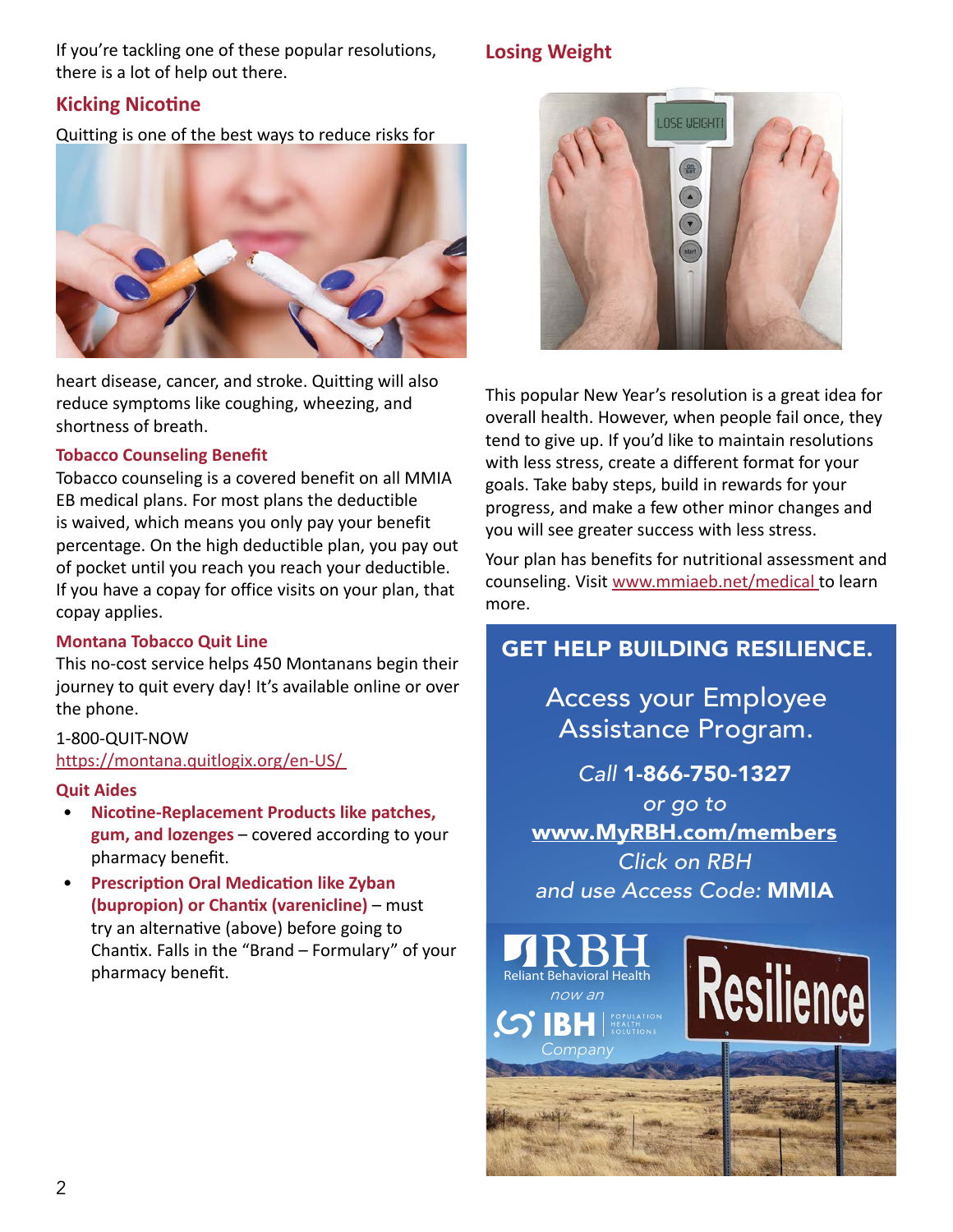If you're tackling one of these popular resolutions, there is a lot of help out there.

## Kicking Nicotine

Quitting is one of the best ways to reduce risks for heart disease, cancer, and stroke. Quitting will also reduce symptoms like coughing, wheezing, and shortness of breath.

### Tobacco Counseling Benefit

Tobacco counseling is a covered benefit on all MMIA EB medical plans. For most plans the deductible is waived, which means you only pay your benefit percentage. On the high deductible plan, you pay out of pocket until you reach you reach your deductible. If you have a copay for office visits on your plan, that copay applies.

### Montana Tobacco Quit Line

This no-cost service helps 450 Montanans begin their journey to quit every day! It's available online or over the phone.

1-800-QUIT-NOW
https://montana.quitlogix.org/en-US/

### Quit Aides

- **Nicotine-Replacement Products like patches, gum, and lozenges** – covered according to your pharmacy benefit.
- **Prescription Oral Medication like Zyban (bupropion) or Chantix (varenicline)** – must try an alternative (above) before going to Chantix. Falls in the "Brand – Formulary" of your pharmacy benefit.

## Losing Weight

This popular New Year's resolution is a great idea for overall health. However, when people fail once, they tend to give up. If you'd like to maintain resolutions with less stress, create a different format for your goals. Take baby steps, build in rewards for your progress, and make a few other minor changes and you will see greater success with less stress.

Your plan has benefits for nutritional assessment and counseling. Visit www.mmiaeb.net/medical to learn more.

**GET HELP BUILDING RESILIENCE.**

Access your Employee Assistance Program.

*Call* **1-866-750-1327**
*or go to*
**www.MyRBH.com/members**
*Click on RBH*
*and use Access Code:* **MMIA**

RBH Reliant Behavioral Health *now an* IBH Population Health Solutions *Company*

Resilience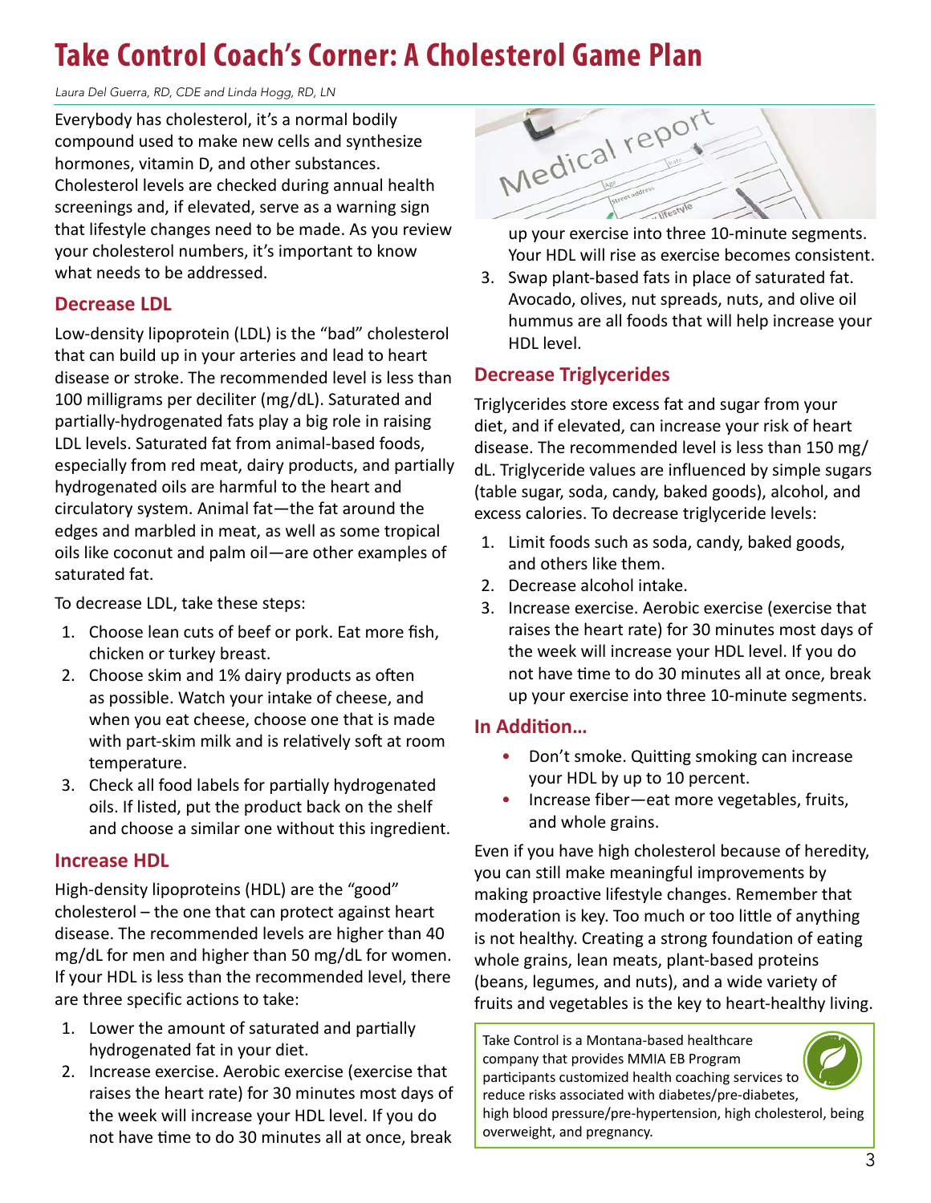# Take Control Coach's Corner: A Cholesterol Game Plan

*Laura Del Guerra, RD, CDE and Linda Hogg, RD, LN*

Everybody has cholesterol, it's a normal bodily compound used to make new cells and synthesize hormones, vitamin D, and other substances. Cholesterol levels are checked during annual health screenings and, if elevated, serve as a warning sign that lifestyle changes need to be made. As you review your cholesterol numbers, it's important to know what needs to be addressed.

## Decrease LDL

Low-density lipoprotein (LDL) is the "bad" cholesterol that can build up in your arteries and lead to heart disease or stroke. The recommended level is less than 100 milligrams per deciliter (mg/dL). Saturated and partially-hydrogenated fats play a big role in raising LDL levels. Saturated fat from animal-based foods, especially from red meat, dairy products, and partially hydrogenated oils are harmful to the heart and circulatory system. Animal fat—the fat around the edges and marbled in meat, as well as some tropical oils like coconut and palm oil—are other examples of saturated fat.

To decrease LDL, take these steps:

1. Choose lean cuts of beef or pork. Eat more fish, chicken or turkey breast.
2. Choose skim and 1% dairy products as often as possible. Watch your intake of cheese, and when you eat cheese, choose one that is made with part-skim milk and is relatively soft at room temperature.
3. Check all food labels for partially hydrogenated oils. If listed, put the product back on the shelf and choose a similar one without this ingredient.

## Increase HDL

High-density lipoproteins (HDL) are the "good" cholesterol – the one that can protect against heart disease. The recommended levels are higher than 40 mg/dL for men and higher than 50 mg/dL for women. If your HDL is less than the recommended level, there are three specific actions to take:

1. Lower the amount of saturated and partially hydrogenated fat in your diet.
2. Increase exercise. Aerobic exercise (exercise that raises the heart rate) for 30 minutes most days of the week will increase your HDL level. If you do not have time to do 30 minutes all at once, break up your exercise into three 10-minute segments. Your HDL will rise as exercise becomes consistent.
3. Swap plant-based fats in place of saturated fat. Avocado, olives, nut spreads, nuts, and olive oil hummus are all foods that will help increase your HDL level.

## Decrease Triglycerides

Triglycerides store excess fat and sugar from your diet, and if elevated, can increase your risk of heart disease. The recommended level is less than 150 mg/dL. Triglyceride values are influenced by simple sugars (table sugar, soda, candy, baked goods), alcohol, and excess calories. To decrease triglyceride levels:

1. Limit foods such as soda, candy, baked goods, and others like them.
2. Decrease alcohol intake.
3. Increase exercise. Aerobic exercise (exercise that raises the heart rate) for 30 minutes most days of the week will increase your HDL level. If you do not have time to do 30 minutes all at once, break up your exercise into three 10-minute segments.

## In Addition…

- Don't smoke. Quitting smoking can increase your HDL by up to 10 percent.
- Increase fiber—eat more vegetables, fruits, and whole grains.

Even if you have high cholesterol because of heredity, you can still make meaningful improvements by making proactive lifestyle changes. Remember that moderation is key. Too much or too little of anything is not healthy. Creating a strong foundation of eating whole grains, lean meats, plant-based proteins (beans, legumes, and nuts), and a wide variety of fruits and vegetables is the key to heart-healthy living.

Take Control is a Montana-based healthcare company that provides MMIA EB Program participants customized health coaching services to reduce risks associated with diabetes/pre-diabetes, high blood pressure/pre-hypertension, high cholesterol, being overweight, and pregnancy.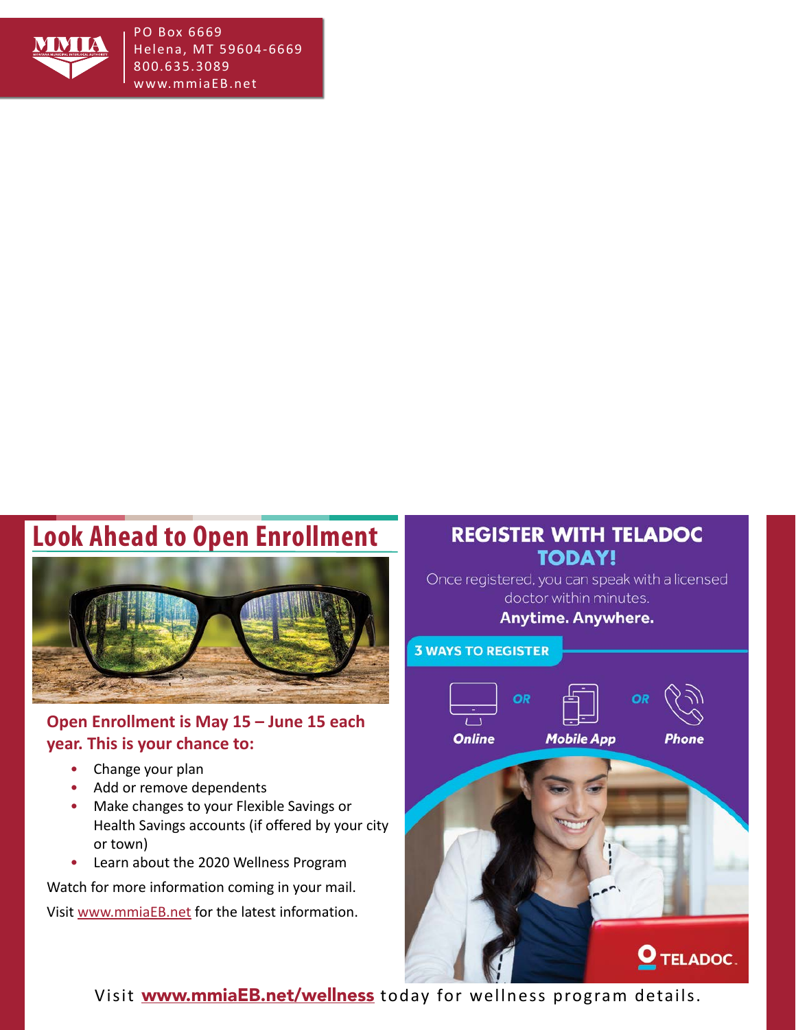PO Box 6669
Helena, MT 59604-6669
800.635.3089
www.mmiaEB.net

## Look Ahead to Open Enrollment

### Open Enrollment is May 15 – June 15 each year. This is your chance to:

- Change your plan
- Add or remove dependents
- Make changes to your Flexible Savings or Health Savings accounts (if offered by your city or town)
- Learn about the 2020 Wellness Program

Watch for more information coming in your mail.

Visit www.mmiaEB.net for the latest information.

## REGISTER WITH TELADOC TODAY!

Once registered, you can speak with a licensed doctor within minutes.

**Anytime. Anywhere.**

**3 WAYS TO REGISTER**

**Online** OR **Mobile App** OR **Phone**

TELADOC.

Visit **www.mmiaEB.net/wellness** today for wellness program details.